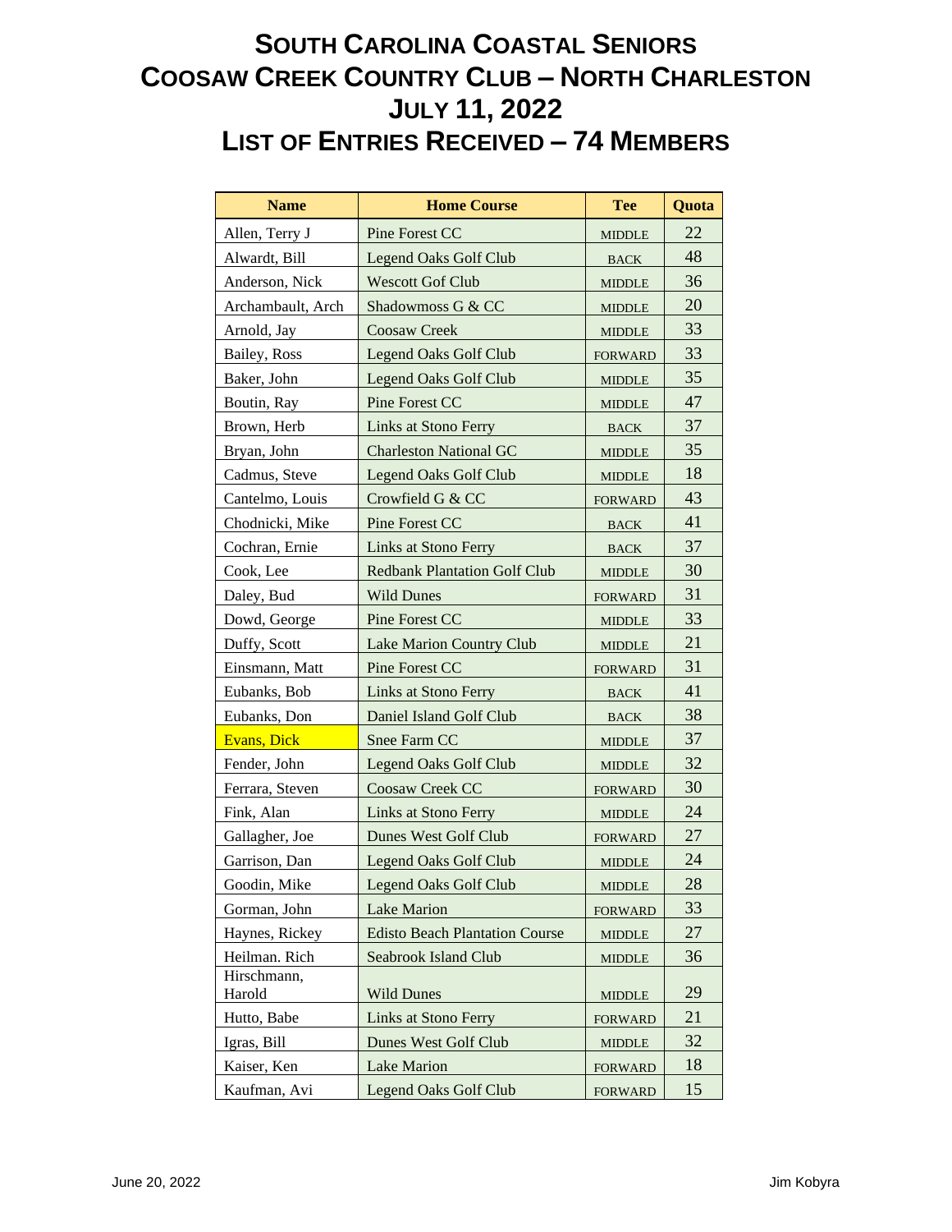# South Carolina Coastal Seniors
# Coosaw Creek Country Club – North Charleston
# July 11, 2022
# List of Entries Received – 74 Members

| Name | Home Course | Tee | Quota |
|---|---|---|---|
| Allen, Terry J | Pine Forest CC | MIDDLE | 22 |
| Alwardt, Bill | Legend Oaks Golf Club | BACK | 48 |
| Anderson, Nick | Wescott Gof Club | MIDDLE | 36 |
| Archambault, Arch | Shadowmoss G & CC | MIDDLE | 20 |
| Arnold, Jay | Coosaw Creek | MIDDLE | 33 |
| Bailey, Ross | Legend Oaks Golf Club | FORWARD | 33 |
| Baker, John | Legend Oaks Golf Club | MIDDLE | 35 |
| Boutin, Ray | Pine Forest CC | MIDDLE | 47 |
| Brown, Herb | Links at Stono Ferry | BACK | 37 |
| Bryan, John | Charleston National GC | MIDDLE | 35 |
| Cadmus, Steve | Legend Oaks Golf Club | MIDDLE | 18 |
| Cantelmo, Louis | Crowfield G & CC | FORWARD | 43 |
| Chodnicki, Mike | Pine Forest CC | BACK | 41 |
| Cochran, Ernie | Links at Stono Ferry | BACK | 37 |
| Cook, Lee | Redbank Plantation Golf Club | MIDDLE | 30 |
| Daley, Bud | Wild Dunes | FORWARD | 31 |
| Dowd, George | Pine Forest CC | MIDDLE | 33 |
| Duffy, Scott | Lake Marion Country Club | MIDDLE | 21 |
| Einsmann, Matt | Pine Forest CC | FORWARD | 31 |
| Eubanks, Bob | Links at Stono Ferry | BACK | 41 |
| Eubanks, Don | Daniel Island Golf Club | BACK | 38 |
| Evans, Dick | Snee Farm CC | MIDDLE | 37 |
| Fender, John | Legend Oaks Golf Club | MIDDLE | 32 |
| Ferrara, Steven | Coosaw Creek CC | FORWARD | 30 |
| Fink, Alan | Links at Stono Ferry | MIDDLE | 24 |
| Gallagher, Joe | Dunes West Golf Club | FORWARD | 27 |
| Garrison, Dan | Legend Oaks Golf Club | MIDDLE | 24 |
| Goodin, Mike | Legend Oaks Golf Club | MIDDLE | 28 |
| Gorman, John | Lake Marion | FORWARD | 33 |
| Haynes, Rickey | Edisto Beach Plantation Course | MIDDLE | 27 |
| Heilman. Rich | Seabrook Island Club | MIDDLE | 36 |
| Hirschmann, Harold | Wild Dunes | MIDDLE | 29 |
| Hutto, Babe | Links at Stono Ferry | FORWARD | 21 |
| Igras, Bill | Dunes West Golf Club | MIDDLE | 32 |
| Kaiser, Ken | Lake Marion | FORWARD | 18 |
| Kaufman, Avi | Legend Oaks Golf Club | FORWARD | 15 |

June 20, 2022 Jim Kobyra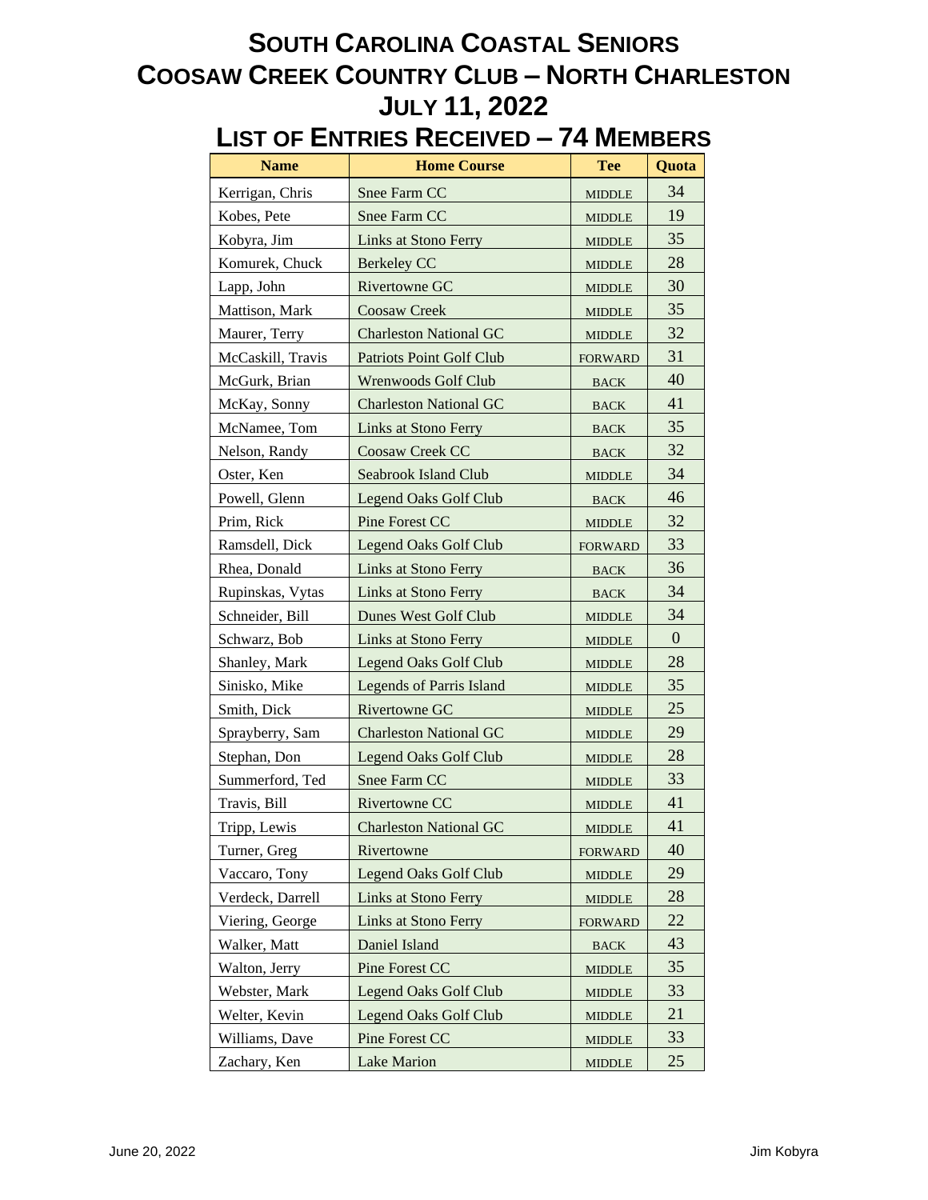# South Carolina Coastal Seniors
# Coosaw Creek Country Club – North Charleston
# July 11, 2022
## List of Entries Received – 74 Members

| Name | Home Course | Tee | Quota |
| --- | --- | --- | --- |
| Kerrigan, Chris | Snee Farm CC | MIDDLE | 34 |
| Kobes, Pete | Snee Farm CC | MIDDLE | 19 |
| Kobyra, Jim | Links at Stono Ferry | MIDDLE | 35 |
| Komurek, Chuck | Berkeley CC | MIDDLE | 28 |
| Lapp, John | Rivertowne GC | MIDDLE | 30 |
| Mattison, Mark | Coosaw Creek | MIDDLE | 35 |
| Maurer, Terry | Charleston National GC | MIDDLE | 32 |
| McCaskill, Travis | Patriots Point Golf Club | FORWARD | 31 |
| McGurk, Brian | Wrenwoods Golf Club | BACK | 40 |
| McKay, Sonny | Charleston National GC | BACK | 41 |
| McNamee, Tom | Links at Stono Ferry | BACK | 35 |
| Nelson, Randy | Coosaw Creek CC | BACK | 32 |
| Oster, Ken | Seabrook Island Club | MIDDLE | 34 |
| Powell, Glenn | Legend Oaks Golf Club | BACK | 46 |
| Prim, Rick | Pine Forest CC | MIDDLE | 32 |
| Ramsdell, Dick | Legend Oaks Golf Club | FORWARD | 33 |
| Rhea, Donald | Links at Stono Ferry | BACK | 36 |
| Rupinskas, Vytas | Links at Stono Ferry | BACK | 34 |
| Schneider, Bill | Dunes West Golf Club | MIDDLE | 34 |
| Schwarz, Bob | Links at Stono Ferry | MIDDLE | 0 |
| Shanley, Mark | Legend Oaks Golf Club | MIDDLE | 28 |
| Sinisko, Mike | Legends of Parris Island | MIDDLE | 35 |
| Smith, Dick | Rivertowne GC | MIDDLE | 25 |
| Sprayberry, Sam | Charleston National GC | MIDDLE | 29 |
| Stephan, Don | Legend Oaks Golf Club | MIDDLE | 28 |
| Summerford, Ted | Snee Farm CC | MIDDLE | 33 |
| Travis, Bill | Rivertowne CC | MIDDLE | 41 |
| Tripp, Lewis | Charleston National GC | MIDDLE | 41 |
| Turner, Greg | Rivertowne | FORWARD | 40 |
| Vaccaro, Tony | Legend Oaks Golf Club | MIDDLE | 29 |
| Verdeck, Darrell | Links at Stono Ferry | MIDDLE | 28 |
| Viering, George | Links at Stono Ferry | FORWARD | 22 |
| Walker, Matt | Daniel Island | BACK | 43 |
| Walton, Jerry | Pine Forest CC | MIDDLE | 35 |
| Webster, Mark | Legend Oaks Golf Club | MIDDLE | 33 |
| Welter, Kevin | Legend Oaks Golf Club | MIDDLE | 21 |
| Williams, Dave | Pine Forest CC | MIDDLE | 33 |
| Zachary, Ken | Lake Marion | MIDDLE | 25 |

June 20, 2022 Jim Kobyra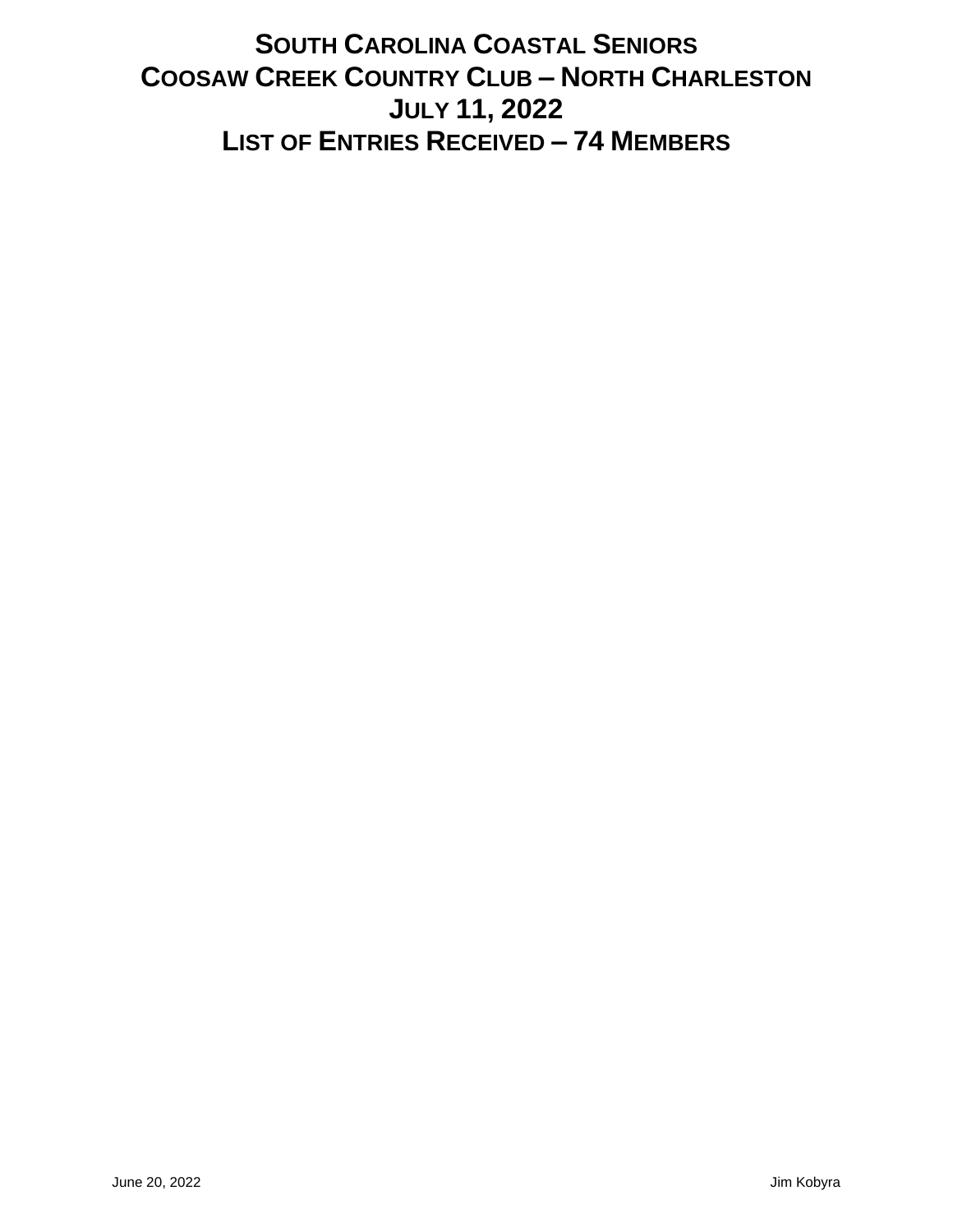# SOUTH CAROLINA COASTAL SENIORS
# COOSAW CREEK COUNTRY CLUB – NORTH CHARLESTON
# JULY 11, 2022
# LIST OF ENTRIES RECEIVED – 74 MEMBERS